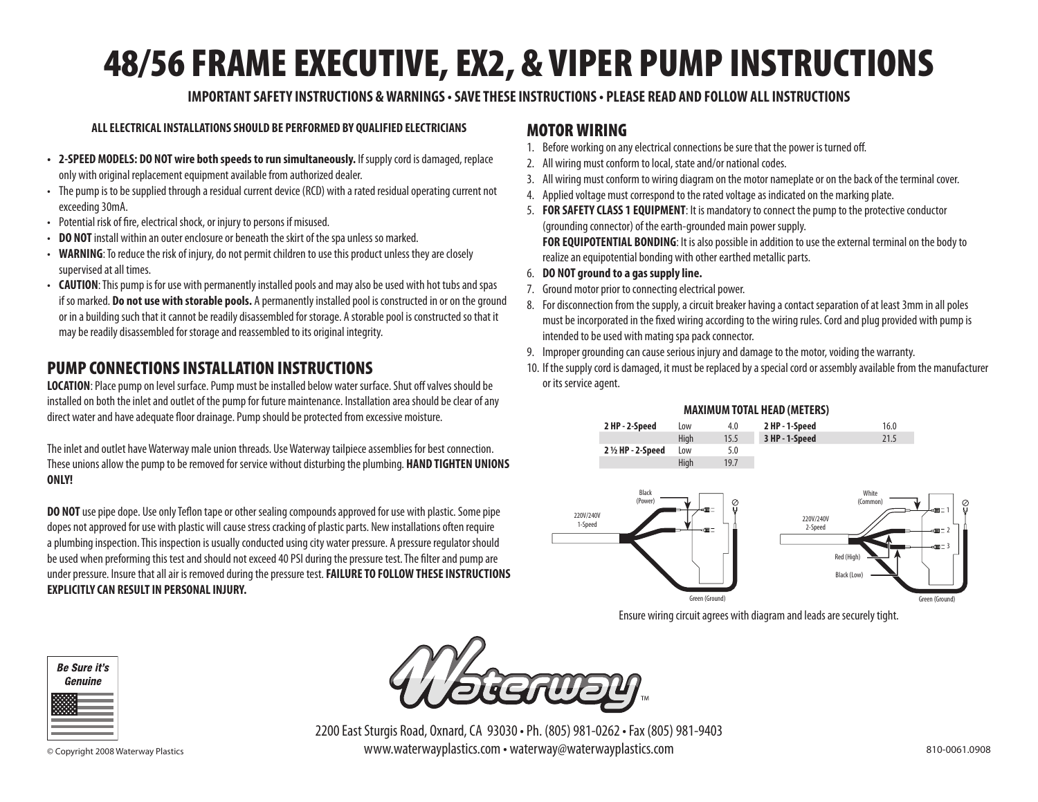# 48/56 FRAME EXECUTIVE, EX2, & VIPER PUMP INSTRUCTIONS

**IMPORTANT SAFETY INSTRUCTIONS & WARNINGS • SAVE THESE INSTRUCTIONS • PLEASE READ AND FOLLOW ALL INSTRUCTIONS**

**ALL ELECTRICAL INSTALLATIONS SHOULD BE PERFORMED BY QUALIFIED ELECTRICIANS**

- **2-SPEED MODELS: DO NOT wire both speeds to run simultaneously.** If supply cord is damaged, replace only with original replacement equipment available from authorized dealer.
- The pump is to be supplied through a residual current device (RCD) with a rated residual operating current not exceeding 30mA.
- Potential risk of fire, electrical shock, or injury to persons if misused.
- **DO NOT** install within an outer enclosure or beneath the skirt of the spa unless so marked.
- **WARNING**: To reduce the risk of injury, do not permit children to use this product unless they are closely supervised at all times.
- **CAUTION**: This pump is for use with permanently installed pools and may also be used with hot tubs and spas if so marked. **Do not use with storable pools.** A permanently installed pool is constructed in or on the ground or in a building such that it cannot be readily disassembled for storage. A storable pool is constructed so that it may be readily disassembled for storage and reassembled to its original integrity.

## PUMP CONNECTIONS INSTALLATION INSTRUCTIONS

**LOCATION**: Place pump on level surface. Pump must be installed below water surface. Shut off valves should be installed on both the inlet and outlet of the pump for future maintenance. Installation area should be clear of any direct water and have adequate floor drainage. Pump should be protected from excessive moisture.

The inlet and outlet have Waterway male union threads. Use Waterway tailpiece assemblies for best connection. These unions allow the pump to be removed for service without disturbing the plumbing. **HAND TIGHTEN UNIONS ONLY!**

**DO NOT** use pipe dope. Use only Teflon tape or other sealing compounds approved for use with plastic. Some pipe dopes not approved for use with plastic will cause stress cracking of plastic parts. New installations often require a plumbing inspection. This inspection is usually conducted using city water pressure. A pressure regulator should be used when preforming this test and should not exceed 40 PSI during the pressure test. The filter and pump are under pressure. Insure that all air is removed during the pressure test. **FAILURE TO FOLLOW THESE INSTRUCTIONS EXPLICITLY CAN RESULT IN PERSONAL INJURY.**

## MOTOR WIRING

1. Before working on any electrical connections be sure that the power is turned off.
2. All wiring must conform to local, state and/or national codes.
3. All wiring must conform to wiring diagram on the motor nameplate or on the back of the terminal cover.
4. Applied voltage must correspond to the rated voltage as indicated on the marking plate.
5. **FOR SAFETY CLASS 1 EQUIPMENT**: It is mandatory to connect the pump to the protective conductor (grounding connector) of the earth-grounded main power supply.
   **FOR EQUIPOTENTIAL BONDING**: It is also possible in addition to use the external terminal on the body to realize an equipotential bonding with other earthed metallic parts.
6. **DO NOT ground to a gas supply line.**
7. Ground motor prior to connecting electrical power.
8. For disconnection from the supply, a circuit breaker having a contact separation of at least 3mm in all poles must be incorporated in the fixed wiring according to the wiring rules. Cord and plug provided with pump is intended to be used with mating spa pack connector.
9. Improper grounding can cause serious injury and damage to the motor, voiding the warranty.
10. If the supply cord is damaged, it must be replaced by a special cord or assembly available from the manufacturer or its service agent.

**MAXIMUM TOTAL HEAD (METERS)**

| Model | Speed | Head | Model | Head |
|---|---|---|---|---|
| 2 HP - 2-Speed | Low | 4.0 | 2 HP - 1-Speed | 16.0 |
| | High | 15.5 | 3 HP - 1-Speed | 21.5 |
| 2 ½ HP - 2-Speed | Low | 5.0 | | |
| | High | 19.7 | | |

220V/240V 1-Speed: Black (Power), Green (Ground)

220V/240V 2-Speed: White (Common) – 1, Red (High) – 2, Black (Low) – 3, Green (Ground)

Ensure wiring circuit agrees with diagram and leads are securely tight.

Be Sure it's Genuine

Waterway™

2200 East Sturgis Road, Oxnard, CA 93030 • Ph. (805) 981-0262 • Fax (805) 981-9403
www.waterwayplastics.com • waterway@waterwayplastics.com

© Copyright 2008 Waterway Plastics

810-0061.0908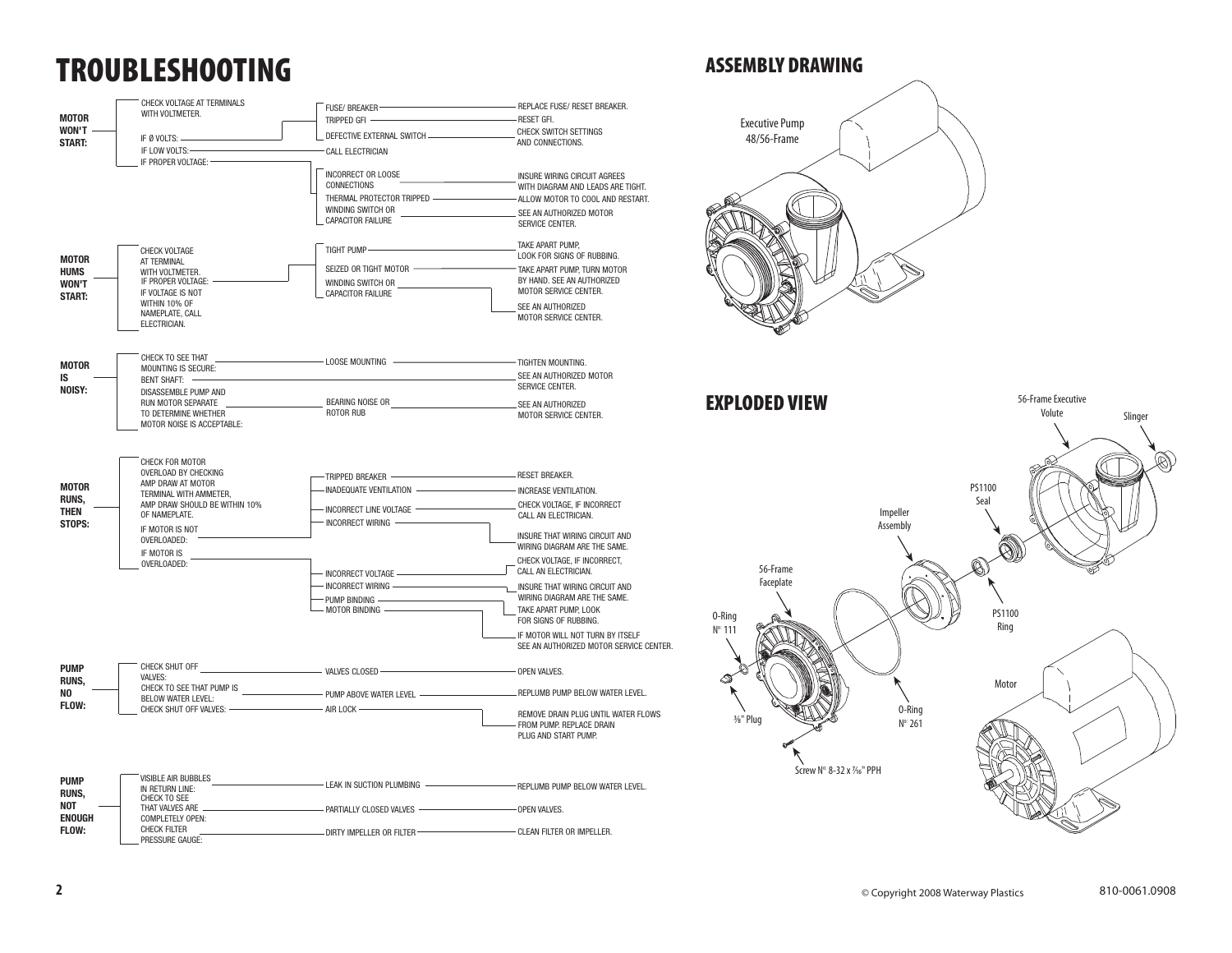# TROUBLESHOOTING

**MOTOR WON'T START:**

- CHECK VOLTAGE AT TERMINALS WITH VOLTMETER.
- IF Ø VOLTS:
  - FUSE/ BREAKER — REPLACE FUSE/ RESET BREAKER.
  - TRIPPED GFI — RESET GFI.
  - DEFECTIVE EXTERNAL SWITCH — CHECK SWITCH SETTINGS AND CONNECTIONS.
- IF LOW VOLTS: — CALL ELECTRICIAN
- IF PROPER VOLTAGE:
  - INCORRECT OR LOOSE CONNECTIONS — INSURE WIRING CIRCUIT AGREES WITH DIAGRAM AND LEADS ARE TIGHT.
  - THERMAL PROTECTOR TRIPPED — ALLOW MOTOR TO COOL AND RESTART.
  - WINDING SWITCH OR CAPACITOR FAILURE — SEE AN AUTHORIZED MOTOR SERVICE CENTER.

**MOTOR HUMS WON'T START:**

- CHECK VOLTAGE AT TERMINAL WITH VOLTMETER.
- IF PROPER VOLTAGE:
  - TIGHT PUMP — TAKE APART PUMP, LOOK FOR SIGNS OF RUBBING.
  - SEIZED OR TIGHT MOTOR — TAKE APART PUMP, TURN MOTOR BY HAND. SEE AN AUTHORIZED MOTOR SERVICE CENTER.
  - WINDING SWITCH OR CAPACITOR FAILURE — SEE AN AUTHORIZED MOTOR SERVICE CENTER.
- IF VOLTAGE IS NOT WITHIN 10% OF NAMEPLATE, CALL ELECTRICIAN.

**MOTOR IS NOISY:**

- CHECK TO SEE THAT MOUNTING IS SECURE: — LOOSE MOUNTING — TIGHTEN MOUNTING.
- BENT SHAFT: — SEE AN AUTHORIZED MOTOR SERVICE CENTER.
- DISASSEMBLE PUMP AND RUN MOTOR SEPARATE TO DETERMINE WHETHER MOTOR NOISE IS ACCEPTABLE: — BEARING NOISE OR ROTOR RUB — SEE AN AUTHORIZED MOTOR SERVICE CENTER.

**MOTOR RUNS, THEN STOPS:**

- CHECK FOR MOTOR OVERLOAD BY CHECKING AMP DRAW AT MOTOR TERMINAL WITH AMMETER, AMP DRAW SHOULD BE WITHIN 10% OF NAMEPLATE.
- IF MOTOR IS NOT OVERLOADED:
  - TRIPPED BREAKER — RESET BREAKER.
  - INADEQUATE VENTILATION — INCREASE VENTILATION.
  - INCORRECT LINE VOLTAGE — CHECK VOLTAGE, IF INCORRECT CALL AN ELECTRICIAN.
  - INCORRECT WIRING — INSURE THAT WIRING CIRCUIT AND WIRING DIAGRAM ARE THE SAME.
- IF MOTOR IS OVERLOADED:
  - INCORRECT VOLTAGE — CHECK VOLTAGE, IF INCORRECT, CALL AN ELECTRICIAN.
  - INCORRECT WIRING — INSURE THAT WIRING CIRCUIT AND WIRING DIAGRAM ARE THE SAME.
  - PUMP BINDING — TAKE APART PUMP, LOOK FOR SIGNS OF RUBBING.
  - MOTOR BINDING — IF MOTOR WILL NOT TURN BY ITSELF SEE AN AUTHORIZED MOTOR SERVICE CENTER.

**PUMP RUNS, NO FLOW:**

- CHECK SHUT OFF VALVES: — VALVES CLOSED — OPEN VALVES.
- CHECK TO SEE THAT PUMP IS BELOW WATER LEVEL: — PUMP ABOVE WATER LEVEL — REPLUMB PUMP BELOW WATER LEVEL.
- CHECK SHUT OFF VALVES: — AIR LOCK — REMOVE DRAIN PLUG UNTIL WATER FLOWS FROM PUMP. REPLACE DRAIN PLUG AND START PUMP.

**PUMP RUNS, NOT ENOUGH FLOW:**

- VISIBLE AIR BUBBLES IN RETURN LINE: — LEAK IN SUCTION PLUMBING — REPLUMB PUMP BELOW WATER LEVEL.
- CHECK TO SEE THAT VALVES ARE COMPLETELY OPEN: — PARTIALLY CLOSED VALVES — OPEN VALVES.
- CHECK FILTER PRESSURE GAUGE: — DIRTY IMPELLER OR FILTER — CLEAN FILTER OR IMPELLER.

# ASSEMBLY DRAWING

Executive Pump
48/56-Frame

# EXPLODED VIEW

56-Frame Executive Volute

Slinger

PS1100 Seal

Impeller Assembly

PS1100 Ring

56-Frame Faceplate

O-Ring N° 111

⅜" Plug

O-Ring N° 261

Motor

Screw N° 8-32 x 7/16" PPH

© Copyright 2008 Waterway Plastics

810-0061.0908